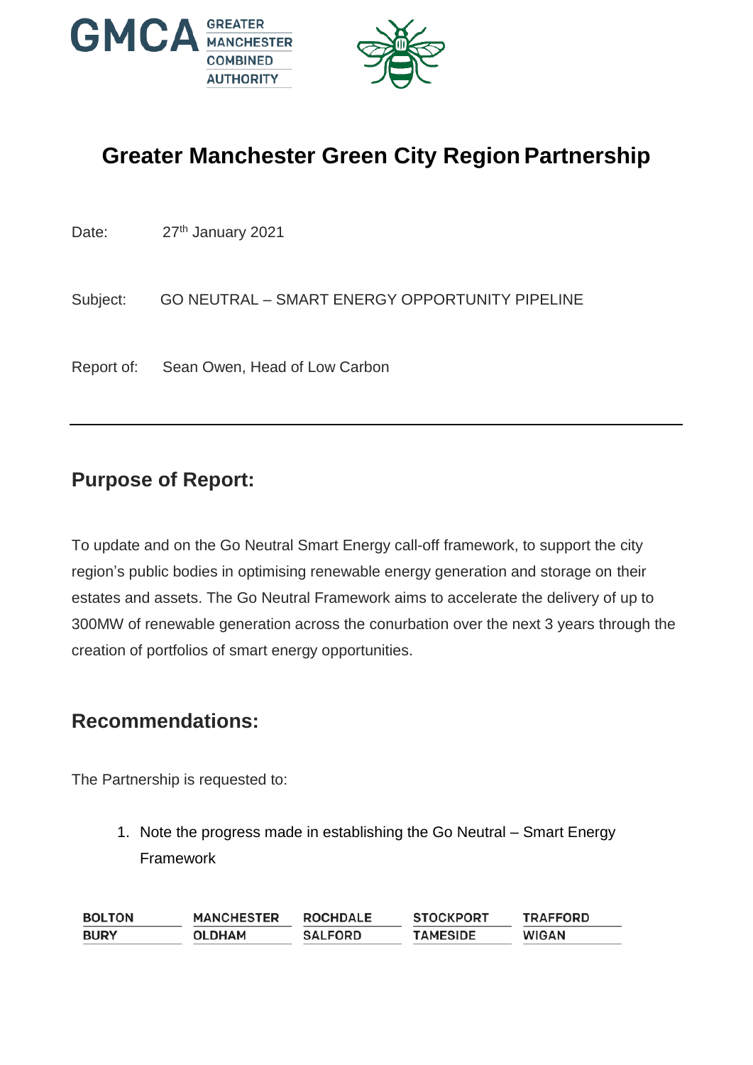# Greater Manchester Green City Region Partnership

Date: 27th January 2021

Subject: GO NEUTRAL – SMART ENERGY OPPORTUNITY PIPELINE

Report of: Sean Owen, Head of Low Carbon

---

## Purpose of Report:

To update and on the Go Neutral Smart Energy call-off framework, to support the city region's public bodies in optimising renewable energy generation and storage on their estates and assets. The Go Neutral Framework aims to accelerate the delivery of up to 300MW of renewable generation across the conurbation over the next 3 years through the creation of portfolios of smart energy opportunities.

## Recommendations:

The Partnership is requested to:

1. Note the progress made in establishing the Go Neutral – Smart Energy Framework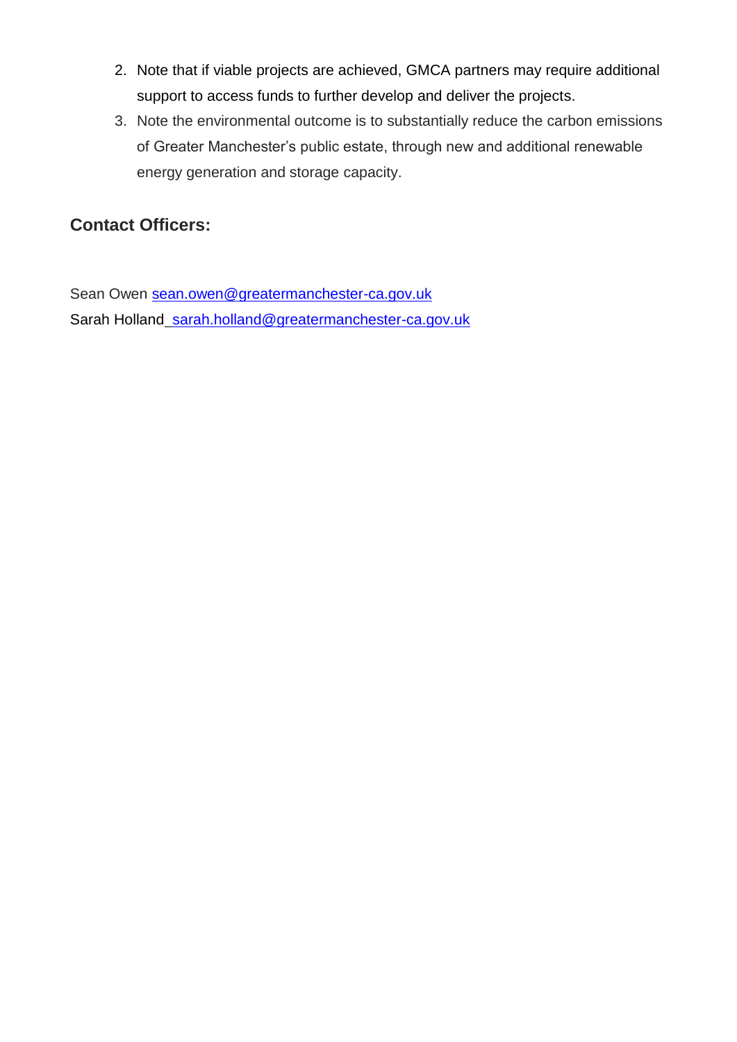2. Note that if viable projects are achieved, GMCA partners may require additional support to access funds to further develop and deliver the projects.
3. Note the environmental outcome is to substantially reduce the carbon emissions of Greater Manchester's public estate, through new and additional renewable energy generation and storage capacity.

## Contact Officers:

Sean Owen sean.owen@greatermanchester-ca.gov.uk
Sarah Holland sarah.holland@greatermanchester-ca.gov.uk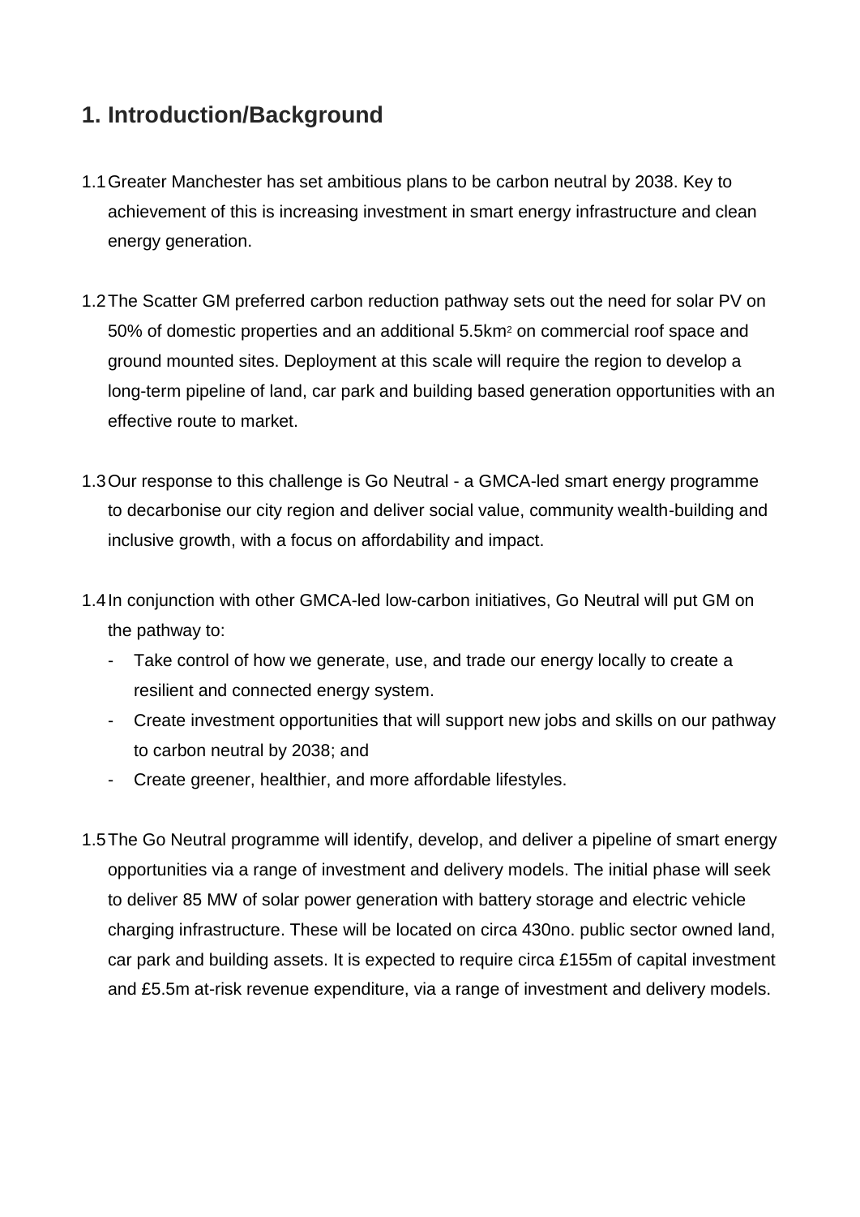## 1. Introduction/Background

1.1 Greater Manchester has set ambitious plans to be carbon neutral by 2038. Key to achievement of this is increasing investment in smart energy infrastructure and clean energy generation.

1.2 The Scatter GM preferred carbon reduction pathway sets out the need for solar PV on 50% of domestic properties and an additional 5.5km$^2$ on commercial roof space and ground mounted sites. Deployment at this scale will require the region to develop a long-term pipeline of land, car park and building based generation opportunities with an effective route to market.

1.3 Our response to this challenge is Go Neutral - a GMCA-led smart energy programme to decarbonise our city region and deliver social value, community wealth-building and inclusive growth, with a focus on affordability and impact.

1.4 In conjunction with other GMCA-led low-carbon initiatives, Go Neutral will put GM on the pathway to:

- Take control of how we generate, use, and trade our energy locally to create a resilient and connected energy system.
- Create investment opportunities that will support new jobs and skills on our pathway to carbon neutral by 2038; and
- Create greener, healthier, and more affordable lifestyles.

1.5 The Go Neutral programme will identify, develop, and deliver a pipeline of smart energy opportunities via a range of investment and delivery models. The initial phase will seek to deliver 85 MW of solar power generation with battery storage and electric vehicle charging infrastructure. These will be located on circa 430no. public sector owned land, car park and building assets. It is expected to require circa £155m of capital investment and £5.5m at-risk revenue expenditure, via a range of investment and delivery models.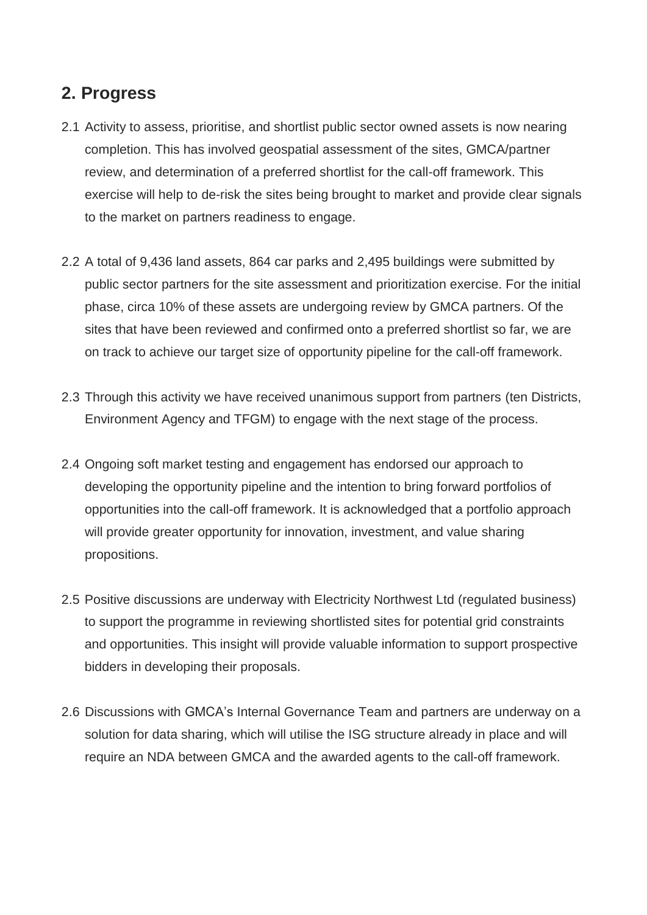## 2. Progress

2.1 Activity to assess, prioritise, and shortlist public sector owned assets is now nearing completion. This has involved geospatial assessment of the sites, GMCA/partner review, and determination of a preferred shortlist for the call-off framework. This exercise will help to de-risk the sites being brought to market and provide clear signals to the market on partners readiness to engage.

2.2 A total of 9,436 land assets, 864 car parks and 2,495 buildings were submitted by public sector partners for the site assessment and prioritization exercise. For the initial phase, circa 10% of these assets are undergoing review by GMCA partners. Of the sites that have been reviewed and confirmed onto a preferred shortlist so far, we are on track to achieve our target size of opportunity pipeline for the call-off framework.

2.3 Through this activity we have received unanimous support from partners (ten Districts, Environment Agency and TFGM) to engage with the next stage of the process.

2.4 Ongoing soft market testing and engagement has endorsed our approach to developing the opportunity pipeline and the intention to bring forward portfolios of opportunities into the call-off framework. It is acknowledged that a portfolio approach will provide greater opportunity for innovation, investment, and value sharing propositions.

2.5 Positive discussions are underway with Electricity Northwest Ltd (regulated business) to support the programme in reviewing shortlisted sites for potential grid constraints and opportunities. This insight will provide valuable information to support prospective bidders in developing their proposals.

2.6 Discussions with GMCA's Internal Governance Team and partners are underway on a solution for data sharing, which will utilise the ISG structure already in place and will require an NDA between GMCA and the awarded agents to the call-off framework.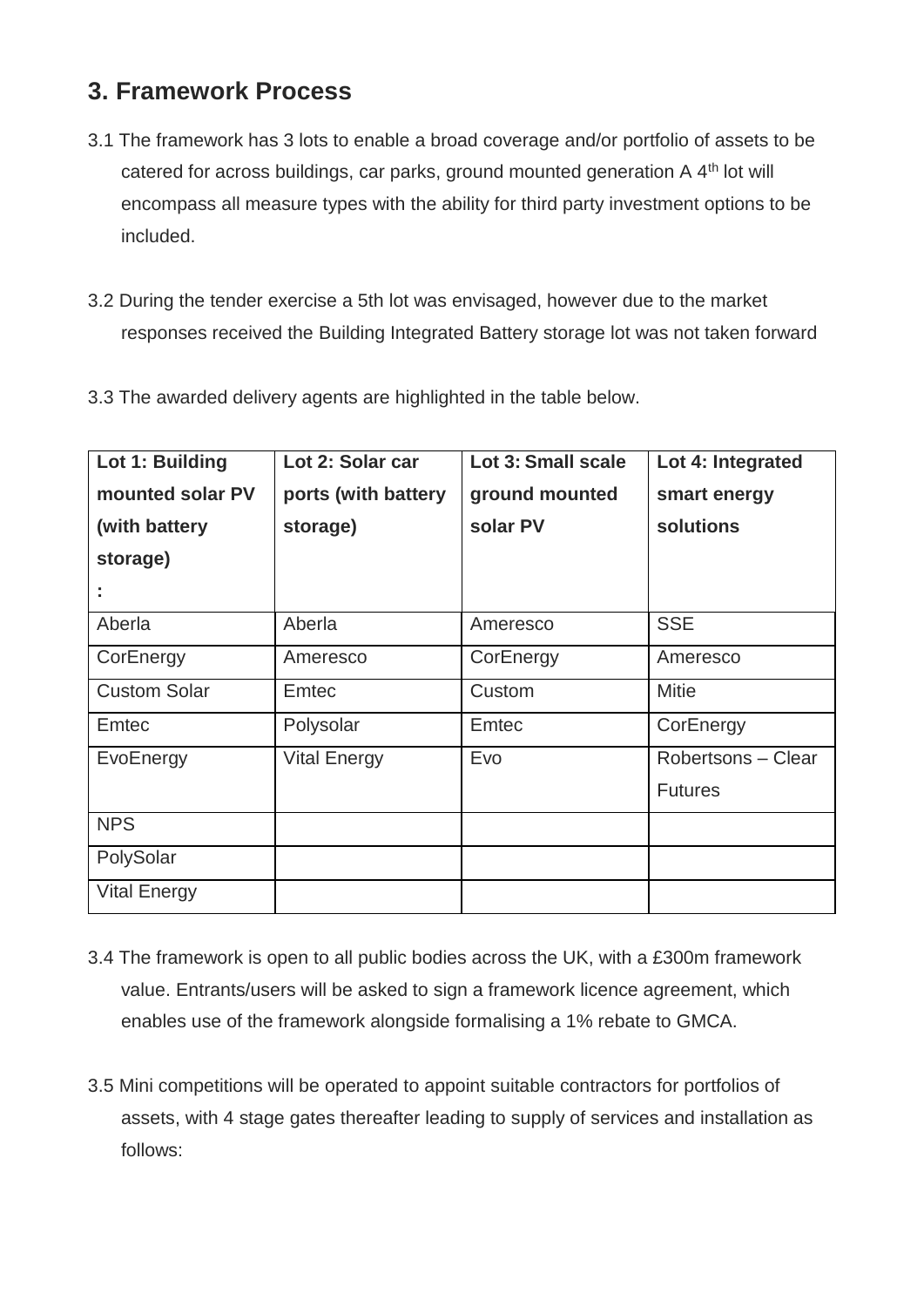## 3. Framework Process

3.1 The framework has 3 lots to enable a broad coverage and/or portfolio of assets to be catered for across buildings, car parks, ground mounted generation A 4th lot will encompass all measure types with the ability for third party investment options to be included.

3.2 During the tender exercise a 5th lot was envisaged, however due to the market responses received the Building Integrated Battery storage lot was not taken forward

3.3 The awarded delivery agents are highlighted in the table below.

| **Lot 1: Building mounted solar PV (with battery storage) :** | **Lot 2: Solar car ports (with battery storage)** | **Lot 3: Small scale ground mounted solar PV** | **Lot 4: Integrated smart energy solutions** |
|---|---|---|---|
| Aberla | Aberla | Ameresco | SSE |
| CorEnergy | Ameresco | CorEnergy | Ameresco |
| Custom Solar | Emtec | Custom | Mitie |
| Emtec | Polysolar | Emtec | CorEnergy |
| EvoEnergy | Vital Energy | Evo | Robertsons – Clear Futures |
| NPS | | | |
| PolySolar | | | |
| Vital Energy | | | |

3.4 The framework is open to all public bodies across the UK, with a £300m framework value. Entrants/users will be asked to sign a framework licence agreement, which enables use of the framework alongside formalising a 1% rebate to GMCA.

3.5 Mini competitions will be operated to appoint suitable contractors for portfolios of assets, with 4 stage gates thereafter leading to supply of services and installation as follows: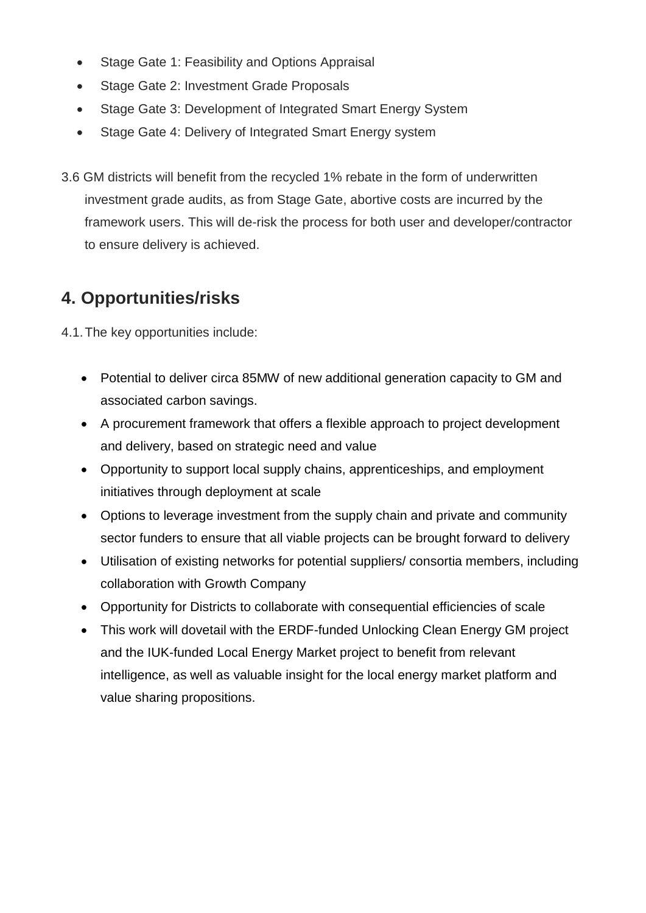- Stage Gate 1: Feasibility and Options Appraisal
- Stage Gate 2: Investment Grade Proposals
- Stage Gate 3: Development of Integrated Smart Energy System
- Stage Gate 4: Delivery of Integrated Smart Energy system

3.6 GM districts will benefit from the recycled 1% rebate in the form of underwritten investment grade audits, as from Stage Gate, abortive costs are incurred by the framework users. This will de-risk the process for both user and developer/contractor to ensure delivery is achieved.

## 4. Opportunities/risks

4.1. The key opportunities include:

- Potential to deliver circa 85MW of new additional generation capacity to GM and associated carbon savings.
- A procurement framework that offers a flexible approach to project development and delivery, based on strategic need and value
- Opportunity to support local supply chains, apprenticeships, and employment initiatives through deployment at scale
- Options to leverage investment from the supply chain and private and community sector funders to ensure that all viable projects can be brought forward to delivery
- Utilisation of existing networks for potential suppliers/ consortia members, including collaboration with Growth Company
- Opportunity for Districts to collaborate with consequential efficiencies of scale
- This work will dovetail with the ERDF-funded Unlocking Clean Energy GM project and the IUK-funded Local Energy Market project to benefit from relevant intelligence, as well as valuable insight for the local energy market platform and value sharing propositions.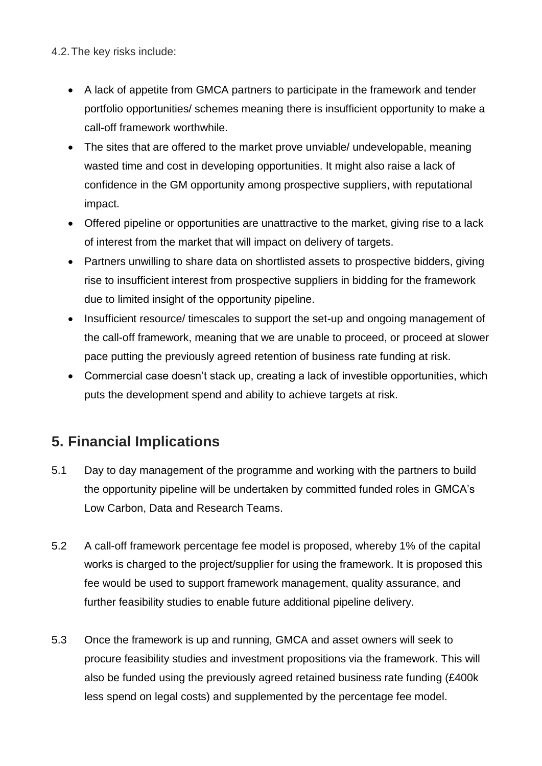4.2. The key risks include:

- A lack of appetite from GMCA partners to participate in the framework and tender portfolio opportunities/ schemes meaning there is insufficient opportunity to make a call-off framework worthwhile.
- The sites that are offered to the market prove unviable/ undevelopable, meaning wasted time and cost in developing opportunities. It might also raise a lack of confidence in the GM opportunity among prospective suppliers, with reputational impact.
- Offered pipeline or opportunities are unattractive to the market, giving rise to a lack of interest from the market that will impact on delivery of targets.
- Partners unwilling to share data on shortlisted assets to prospective bidders, giving rise to insufficient interest from prospective suppliers in bidding for the framework due to limited insight of the opportunity pipeline.
- Insufficient resource/ timescales to support the set-up and ongoing management of the call-off framework, meaning that we are unable to proceed, or proceed at slower pace putting the previously agreed retention of business rate funding at risk.
- Commercial case doesn't stack up, creating a lack of investible opportunities, which puts the development spend and ability to achieve targets at risk.

## 5. Financial Implications

5.1 Day to day management of the programme and working with the partners to build the opportunity pipeline will be undertaken by committed funded roles in GMCA's Low Carbon, Data and Research Teams.

5.2 A call-off framework percentage fee model is proposed, whereby 1% of the capital works is charged to the project/supplier for using the framework. It is proposed this fee would be used to support framework management, quality assurance, and further feasibility studies to enable future additional pipeline delivery.

5.3 Once the framework is up and running, GMCA and asset owners will seek to procure feasibility studies and investment propositions via the framework. This will also be funded using the previously agreed retained business rate funding (£400k less spend on legal costs) and supplemented by the percentage fee model.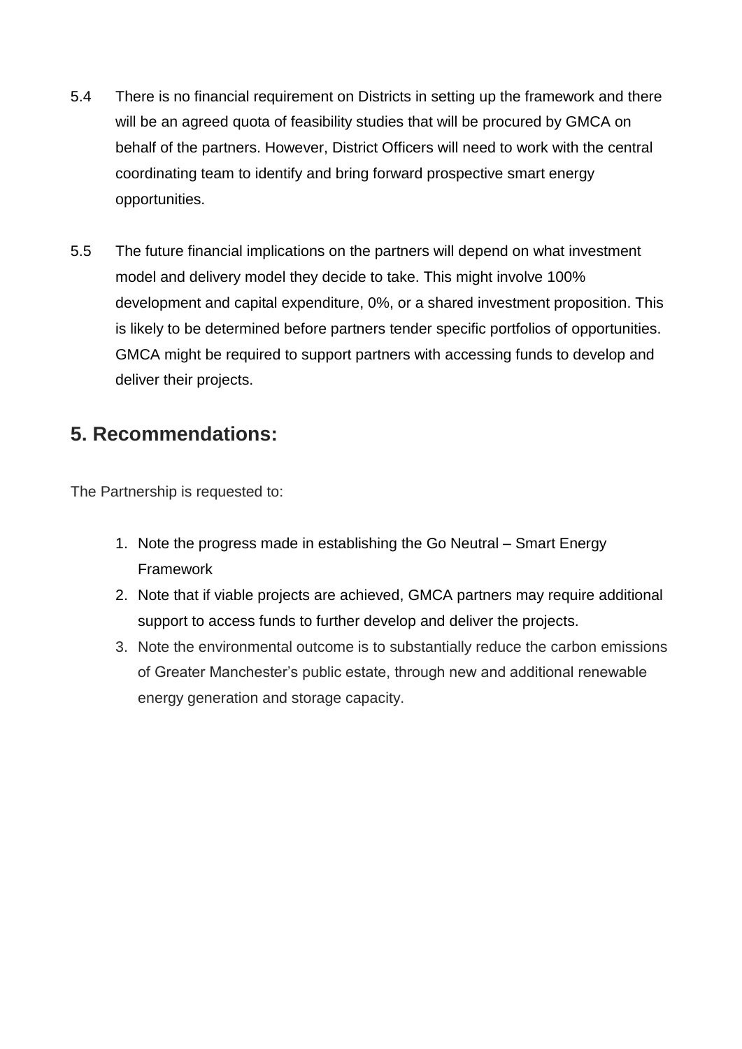5.4 There is no financial requirement on Districts in setting up the framework and there will be an agreed quota of feasibility studies that will be procured by GMCA on behalf of the partners. However, District Officers will need to work with the central coordinating team to identify and bring forward prospective smart energy opportunities.

5.5 The future financial implications on the partners will depend on what investment model and delivery model they decide to take. This might involve 100% development and capital expenditure, 0%, or a shared investment proposition. This is likely to be determined before partners tender specific portfolios of opportunities. GMCA might be required to support partners with accessing funds to develop and deliver their projects.

## 5. Recommendations:

The Partnership is requested to:

1. Note the progress made in establishing the Go Neutral – Smart Energy Framework
2. Note that if viable projects are achieved, GMCA partners may require additional support to access funds to further develop and deliver the projects.
3. Note the environmental outcome is to substantially reduce the carbon emissions of Greater Manchester's public estate, through new and additional renewable energy generation and storage capacity.